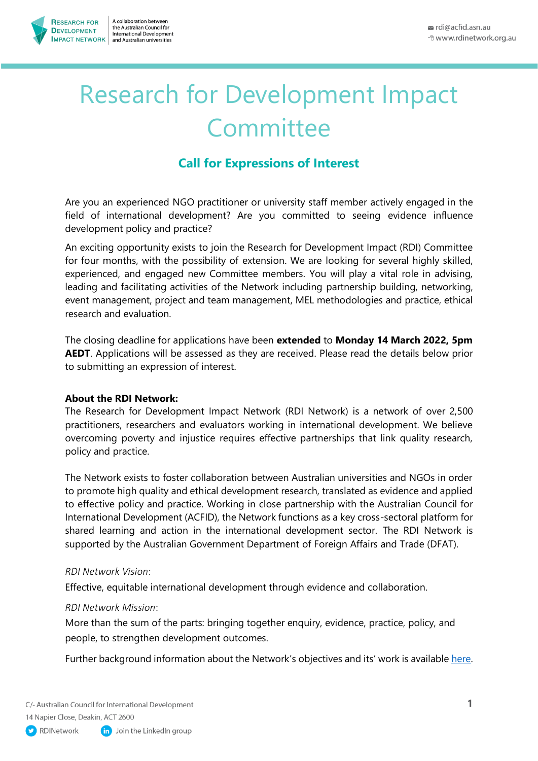# Research for Development Impact Committee

## Call for Expressions of Interest

Are you an experienced NGO practitioner or university staff member actively engaged in the field of international development? Are you committed to seeing evidence influence development policy and practice?

An exciting opportunity exists to join the Research for Development Impact (RDI) Committee for four months, with the possibility of extension. We are looking for several highly skilled, experienced, and engaged new Committee members. You will play a vital role in advising, leading and facilitating activities of the Network including partnership building, networking, event management, project and team management, MEL methodologies and practice, ethical research and evaluation.

The closing deadline for applications have been **extended** to **Monday 14 March 2022, 5pm AEDT**. Applications will be assessed as they are received. Please read the details below prior to submitting an expression of interest.

**About the RDI Network:**
The Research for Development Impact Network (RDI Network) is a network of over 2,500 practitioners, researchers and evaluators working in international development. We believe overcoming poverty and injustice requires effective partnerships that link quality research, policy and practice.

The Network exists to foster collaboration between Australian universities and NGOs in order to promote high quality and ethical development research, translated as evidence and applied to effective policy and practice. Working in close partnership with the Australian Council for International Development (ACFID), the Network functions as a key cross-sectoral platform for shared learning and action in the international development sector. The RDI Network is supported by the Australian Government Department of Foreign Affairs and Trade (DFAT).

*RDI Network Vision*:

Effective, equitable international development through evidence and collaboration.

*RDI Network Mission*:

More than the sum of the parts: bringing together enquiry, evidence, practice, policy, and people, to strengthen development outcomes.

Further background information about the Network's objectives and its' work is available [here](here).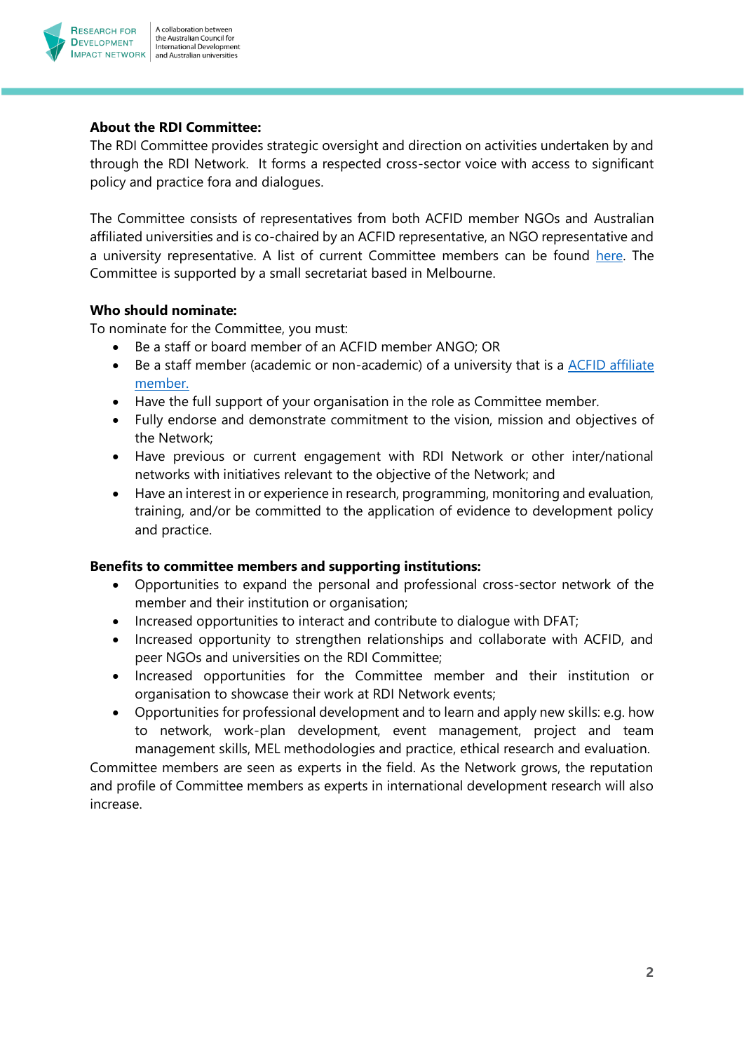**About the RDI Committee:**

The RDI Committee provides strategic oversight and direction on activities undertaken by and through the RDI Network. It forms a respected cross-sector voice with access to significant policy and practice fora and dialogues.

The Committee consists of representatives from both ACFID member NGOs and Australian affiliated universities and is co-chaired by an ACFID representative, an NGO representative and a university representative. A list of current Committee members can be found here. The Committee is supported by a small secretariat based in Melbourne.

**Who should nominate:**

To nominate for the Committee, you must:

- Be a staff or board member of an ACFID member ANGO; OR
- Be a staff member (academic or non-academic) of a university that is a ACFID affiliate member.
- Have the full support of your organisation in the role as Committee member.
- Fully endorse and demonstrate commitment to the vision, mission and objectives of the Network;
- Have previous or current engagement with RDI Network or other inter/national networks with initiatives relevant to the objective of the Network; and
- Have an interest in or experience in research, programming, monitoring and evaluation, training, and/or be committed to the application of evidence to development policy and practice.

**Benefits to committee members and supporting institutions:**

- Opportunities to expand the personal and professional cross-sector network of the member and their institution or organisation;
- Increased opportunities to interact and contribute to dialogue with DFAT;
- Increased opportunity to strengthen relationships and collaborate with ACFID, and peer NGOs and universities on the RDI Committee;
- Increased opportunities for the Committee member and their institution or organisation to showcase their work at RDI Network events;
- Opportunities for professional development and to learn and apply new skills: e.g. how to network, work-plan development, event management, project and team management skills, MEL methodologies and practice, ethical research and evaluation.

Committee members are seen as experts in the field. As the Network grows, the reputation and profile of Committee members as experts in international development research will also increase.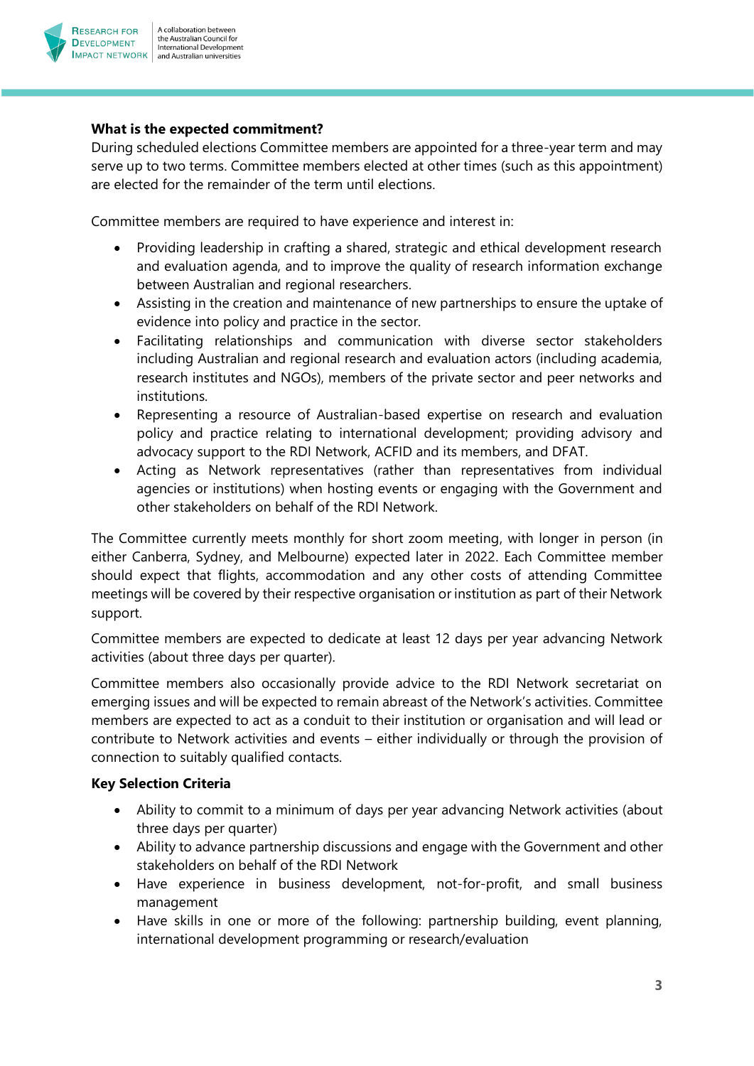**What is the expected commitment?**

During scheduled elections Committee members are appointed for a three-year term and may serve up to two terms. Committee members elected at other times (such as this appointment) are elected for the remainder of the term until elections.

Committee members are required to have experience and interest in:

- Providing leadership in crafting a shared, strategic and ethical development research and evaluation agenda, and to improve the quality of research information exchange between Australian and regional researchers.
- Assisting in the creation and maintenance of new partnerships to ensure the uptake of evidence into policy and practice in the sector.
- Facilitating relationships and communication with diverse sector stakeholders including Australian and regional research and evaluation actors (including academia, research institutes and NGOs), members of the private sector and peer networks and institutions.
- Representing a resource of Australian-based expertise on research and evaluation policy and practice relating to international development; providing advisory and advocacy support to the RDI Network, ACFID and its members, and DFAT.
- Acting as Network representatives (rather than representatives from individual agencies or institutions) when hosting events or engaging with the Government and other stakeholders on behalf of the RDI Network.

The Committee currently meets monthly for short zoom meeting, with longer in person (in either Canberra, Sydney, and Melbourne) expected later in 2022. Each Committee member should expect that flights, accommodation and any other costs of attending Committee meetings will be covered by their respective organisation or institution as part of their Network support.

Committee members are expected to dedicate at least 12 days per year advancing Network activities (about three days per quarter).

Committee members also occasionally provide advice to the RDI Network secretariat on emerging issues and will be expected to remain abreast of the Network's activities. Committee members are expected to act as a conduit to their institution or organisation and will lead or contribute to Network activities and events – either individually or through the provision of connection to suitably qualified contacts.

**Key Selection Criteria**

- Ability to commit to a minimum of days per year advancing Network activities (about three days per quarter)
- Ability to advance partnership discussions and engage with the Government and other stakeholders on behalf of the RDI Network
- Have experience in business development, not-for-profit, and small business management
- Have skills in one or more of the following: partnership building, event planning, international development programming or research/evaluation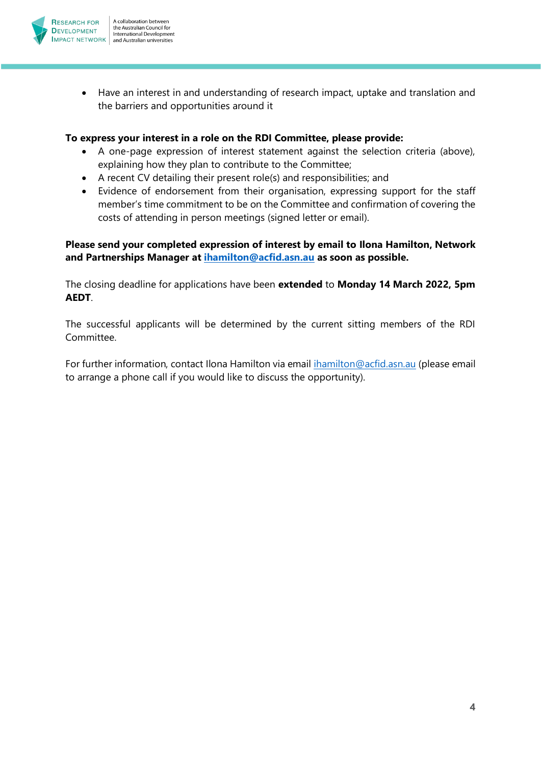- Have an interest in and understanding of research impact, uptake and translation and the barriers and opportunities around it

**To express your interest in a role on the RDI Committee, please provide:**

- A one-page expression of interest statement against the selection criteria (above), explaining how they plan to contribute to the Committee;
- A recent CV detailing their present role(s) and responsibilities; and
- Evidence of endorsement from their organisation, expressing support for the staff member's time commitment to be on the Committee and confirmation of covering the costs of attending in person meetings (signed letter or email).

**Please send your completed expression of interest by email to Ilona Hamilton, Network and Partnerships Manager at ihamilton@acfid.asn.au as soon as possible.**

The closing deadline for applications have been **extended** to **Monday 14 March 2022, 5pm AEDT**.

The successful applicants will be determined by the current sitting members of the RDI Committee.

For further information, contact Ilona Hamilton via email ihamilton@acfid.asn.au (please email to arrange a phone call if you would like to discuss the opportunity).